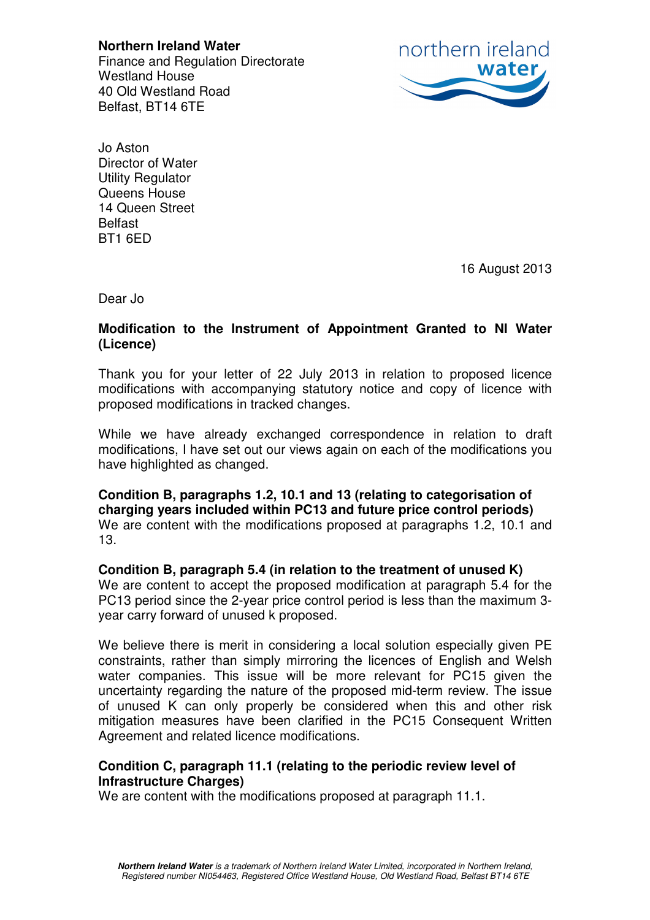**Northern Ireland Water**
Finance and Regulation Directorate
Westland House
40 Old Westland Road
Belfast, BT14 6TE

Jo Aston
Director of Water
Utility Regulator
Queens House
14 Queen Street
Belfast
BT1 6ED

16 August 2013

Dear Jo

**Modification to the Instrument of Appointment Granted to NI Water (Licence)**

Thank you for your letter of 22 July 2013 in relation to proposed licence modifications with accompanying statutory notice and copy of licence with proposed modifications in tracked changes.

While we have already exchanged correspondence in relation to draft modifications, I have set out our views again on each of the modifications you have highlighted as changed.

**Condition B, paragraphs 1.2, 10.1 and 13 (relating to categorisation of charging years included within PC13 and future price control periods)**
We are content with the modifications proposed at paragraphs 1.2, 10.1 and 13.

**Condition B, paragraph 5.4 (in relation to the treatment of unused K)**
We are content to accept the proposed modification at paragraph 5.4 for the PC13 period since the 2-year price control period is less than the maximum 3-year carry forward of unused k proposed.

We believe there is merit in considering a local solution especially given PE constraints, rather than simply mirroring the licences of English and Welsh water companies. This issue will be more relevant for PC15 given the uncertainty regarding the nature of the proposed mid-term review. The issue of unused K can only properly be considered when this and other risk mitigation measures have been clarified in the PC15 Consequent Written Agreement and related licence modifications.

**Condition C, paragraph 11.1 (relating to the periodic review level of Infrastructure Charges)**
We are content with the modifications proposed at paragraph 11.1.

***Northern Ireland Water** is a trademark of Northern Ireland Water Limited, incorporated in Northern Ireland, Registered number NI054463, Registered Office Westland House, Old Westland Road, Belfast BT14 6TE*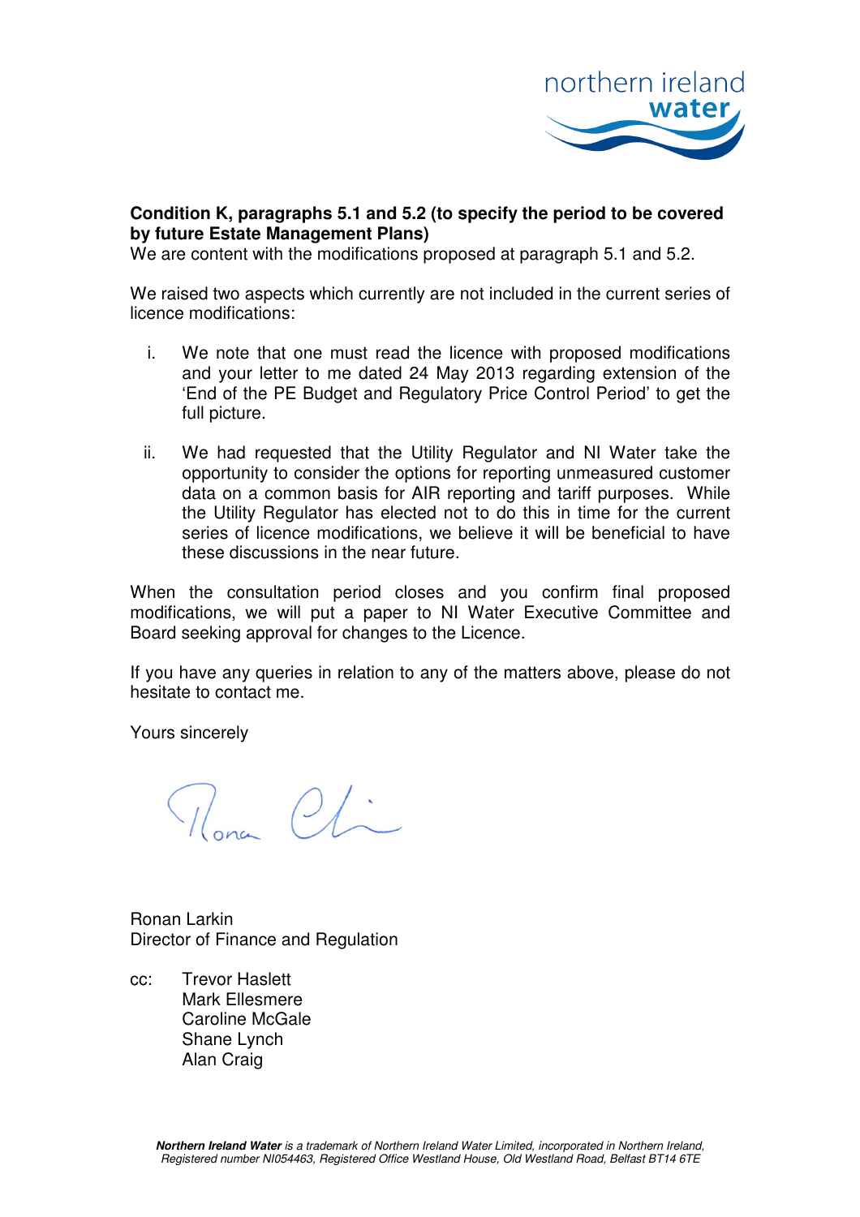**Condition K, paragraphs 5.1 and 5.2 (to specify the period to be covered by future Estate Management Plans)**
We are content with the modifications proposed at paragraph 5.1 and 5.2.

We raised two aspects which currently are not included in the current series of licence modifications:

i. We note that one must read the licence with proposed modifications and your letter to me dated 24 May 2013 regarding extension of the 'End of the PE Budget and Regulatory Price Control Period' to get the full picture.

ii. We had requested that the Utility Regulator and NI Water take the opportunity to consider the options for reporting unmeasured customer data on a common basis for AIR reporting and tariff purposes. While the Utility Regulator has elected not to do this in time for the current series of licence modifications, we believe it will be beneficial to have these discussions in the near future.

When the consultation period closes and you confirm final proposed modifications, we will put a paper to NI Water Executive Committee and Board seeking approval for changes to the Licence.

If you have any queries in relation to any of the matters above, please do not hesitate to contact me.

Yours sincerely

Ronan Larkin
Director of Finance and Regulation

cc: Trevor Haslett
Mark Ellesmere
Caroline McGale
Shane Lynch
Alan Craig

***Northern Ireland Water** is a trademark of Northern Ireland Water Limited, incorporated in Northern Ireland, Registered number NI054463, Registered Office Westland House, Old Westland Road, Belfast BT14 6TE*